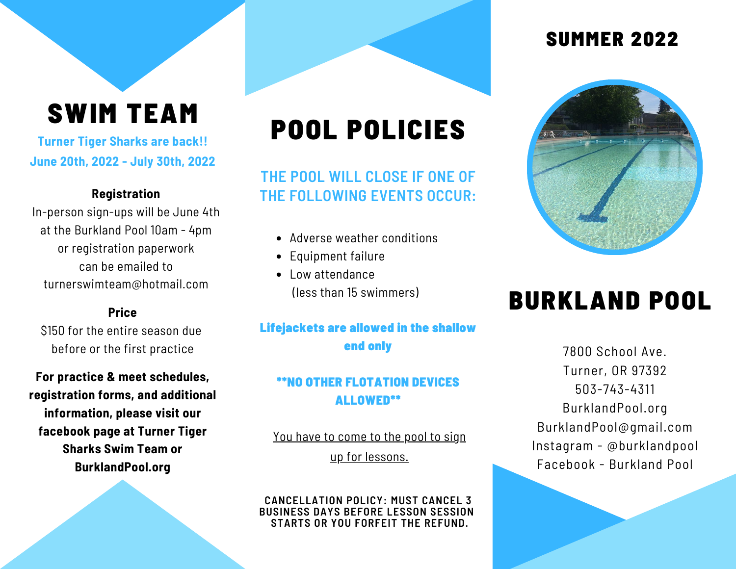# SWIM TEAM

**Turner Tiger Sharks are back!!**
**June 20th, 2022 - July 30th, 2022**

**Registration**

In-person sign-ups will be June 4th at the Burkland Pool 10am - 4pm or registration paperwork can be emailed to turnerswimteam@hotmail.com

**Price**

$150 for the entire season due before or the first practice

**For practice & meet schedules, registration forms, and additional information, please visit our facebook page at Turner Tiger Sharks Swim Team or BurklandPool.org**

# POOL POLICIES

## THE POOL WILL CLOSE IF ONE OF THE FOLLOWING EVENTS OCCUR:

- Adverse weather conditions
- Equipment failure
- Low attendance (less than 15 swimmers)

**Lifejackets are allowed in the shallow end only**

**\*\*NO OTHER FLOTATION DEVICES ALLOWED\*\***

<u>You have to come to the pool to sign up for lessons.</u>

CANCELLATION POLICY: MUST CANCEL 3 BUSINESS DAYS BEFORE LESSON SESSION STARTS OR YOU FORFEIT THE REFUND.

## SUMMER 2022

# BURKLAND POOL

7800 School Ave.
Turner, OR 97392
503-743-4311
BurklandPool.org
BurklandPool@gmail.com
Instagram - @burklandpool
Facebook - Burkland Pool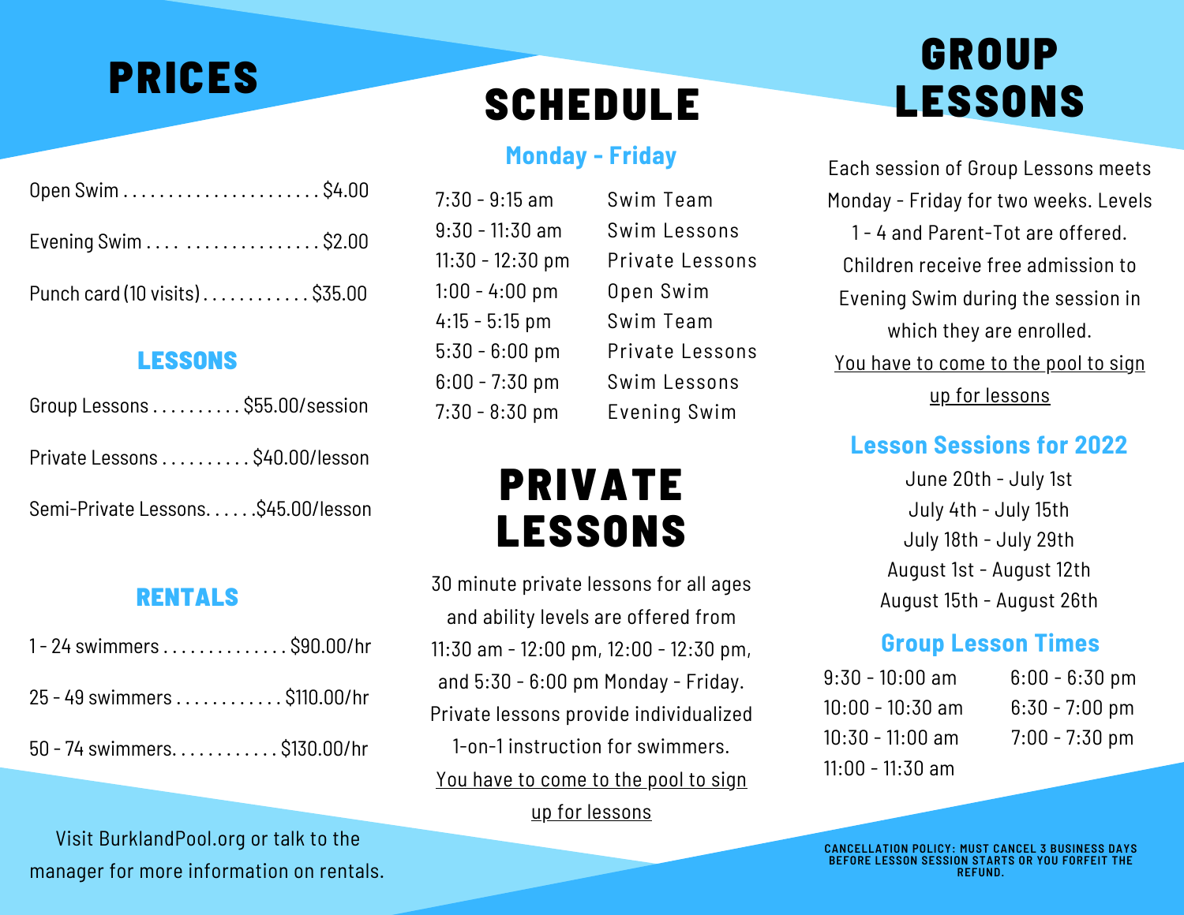# PRICES

Open Swim . . . . . . . . . . . . . . . . . . . . . . $4.00

Evening Swim . . . . . . . . . . . . . . . . . . . . $2.00

Punch card (10 visits) . . . . . . . . . . . . $35.00

## LESSONS

Group Lessons . . . . . . . . . . $55.00/session

Private Lessons . . . . . . . . . . $40.00/lesson

Semi-Private Lessons. . . . . .$45.00/lesson

## RENTALS

1 - 24 swimmers . . . . . . . . . . . . . . $90.00/hr

25 - 49 swimmers . . . . . . . . . . . . $110.00/hr

50 - 74 swimmers. . . . . . . . . . . . $130.00/hr

Visit BurklandPool.org or talk to the manager for more information on rentals.

# SCHEDULE

## Monday - Friday

| | |
|---|---|
| 7:30 - 9:15 am | Swim Team |
| 9:30 - 11:30 am | Swim Lessons |
| 11:30 - 12:30 pm | Private Lessons |
| 1:00 - 4:00 pm | Open Swim |
| 4:15 - 5:15 pm | Swim Team |
| 5:30 - 6:00 pm | Private Lessons |
| 6:00 - 7:30 pm | Swim Lessons |
| 7:30 - 8:30 pm | Evening Swim |

# PRIVATE LESSONS

30 minute private lessons for all ages and ability levels are offered from 11:30 am - 12:00 pm, 12:00 - 12:30 pm, and 5:30 - 6:00 pm Monday - Friday. Private lessons provide individualized 1-on-1 instruction for swimmers. You have to come to the pool to sign up for lessons

# GROUP LESSONS

Each session of Group Lessons meets Monday - Friday for two weeks. Levels 1 - 4 and Parent-Tot are offered. Children receive free admission to Evening Swim during the session in which they are enrolled. You have to come to the pool to sign up for lessons

## Lesson Sessions for 2022

June 20th - July 1st
July 4th - July 15th
July 18th - July 29th
August 1st - August 12th
August 15th - August 26th

## Group Lesson Times

| | |
|---|---|
| 9:30 - 10:00 am | 6:00 - 6:30 pm |
| 10:00 - 10:30 am | 6:30 - 7:00 pm |
| 10:30 - 11:00 am | 7:00 - 7:30 pm |
| 11:00 - 11:30 am | |

CANCELLATION POLICY: MUST CANCEL 3 BUSINESS DAYS BEFORE LESSON SESSION STARTS OR YOU FORFEIT THE REFUND.